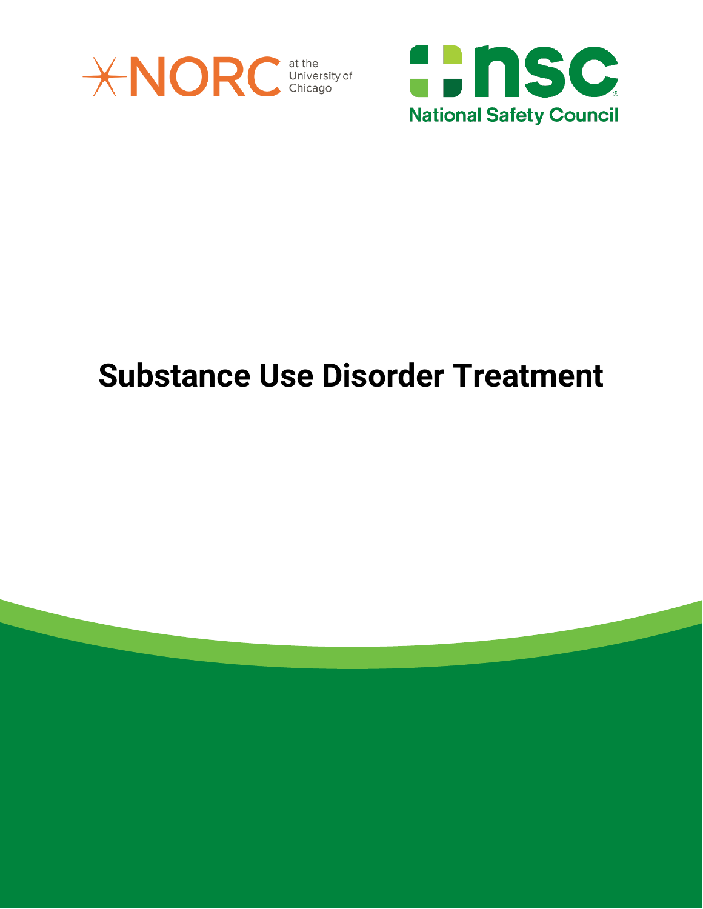NORC at the University of Chicago

National Safety Council

# Substance Use Disorder Treatment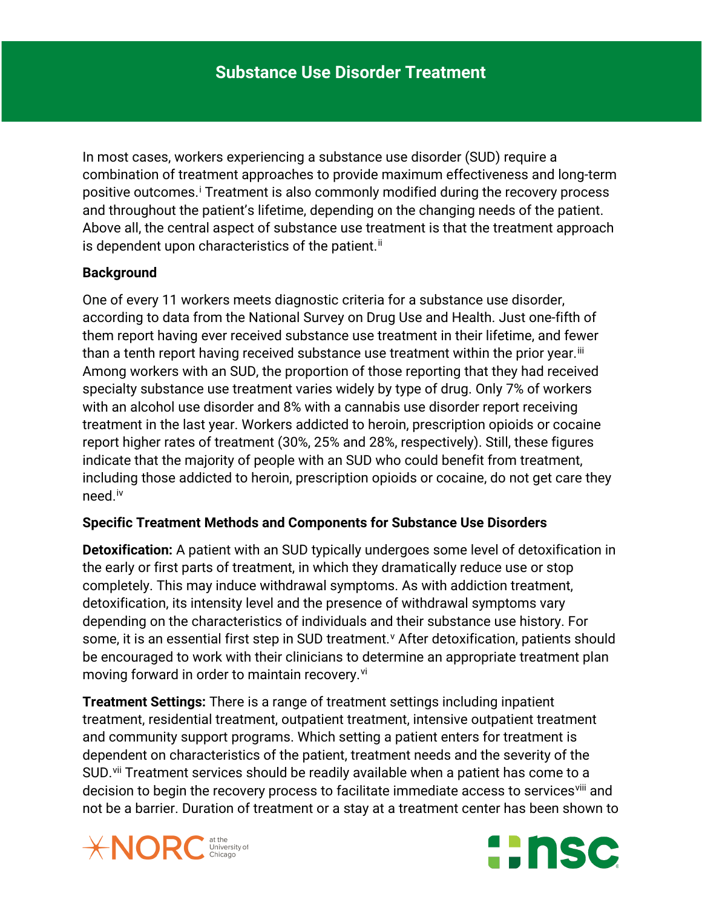# Substance Use Disorder Treatment

In most cases, workers experiencing a substance use disorder (SUD) require a combination of treatment approaches to provide maximum effectiveness and long-term positive outcomes.[i] Treatment is also commonly modified during the recovery process and throughout the patient's lifetime, depending on the changing needs of the patient. Above all, the central aspect of substance use treatment is that the treatment approach is dependent upon characteristics of the patient.[ii]

**Background**

One of every 11 workers meets diagnostic criteria for a substance use disorder, according to data from the National Survey on Drug Use and Health. Just one-fifth of them report having ever received substance use treatment in their lifetime, and fewer than a tenth report having received substance use treatment within the prior year.[iii] Among workers with an SUD, the proportion of those reporting that they had received specialty substance use treatment varies widely by type of drug. Only 7% of workers with an alcohol use disorder and 8% with a cannabis use disorder report receiving treatment in the last year. Workers addicted to heroin, prescription opioids or cocaine report higher rates of treatment (30%, 25% and 28%, respectively). Still, these figures indicate that the majority of people with an SUD who could benefit from treatment, including those addicted to heroin, prescription opioids or cocaine, do not get care they need.[iv]

**Specific Treatment Methods and Components for Substance Use Disorders**

**Detoxification:** A patient with an SUD typically undergoes some level of detoxification in the early or first parts of treatment, in which they dramatically reduce use or stop completely. This may induce withdrawal symptoms. As with addiction treatment, detoxification, its intensity level and the presence of withdrawal symptoms vary depending on the characteristics of individuals and their substance use history. For some, it is an essential first step in SUD treatment.[v] After detoxification, patients should be encouraged to work with their clinicians to determine an appropriate treatment plan moving forward in order to maintain recovery.[vi]

**Treatment Settings:** There is a range of treatment settings including inpatient treatment, residential treatment, outpatient treatment, intensive outpatient treatment and community support programs. Which setting a patient enters for treatment is dependent on characteristics of the patient, treatment needs and the severity of the SUD.[vii] Treatment services should be readily available when a patient has come to a decision to begin the recovery process to facilitate immediate access to services[viii] and not be a barrier. Duration of treatment or a stay at a treatment center has been shown to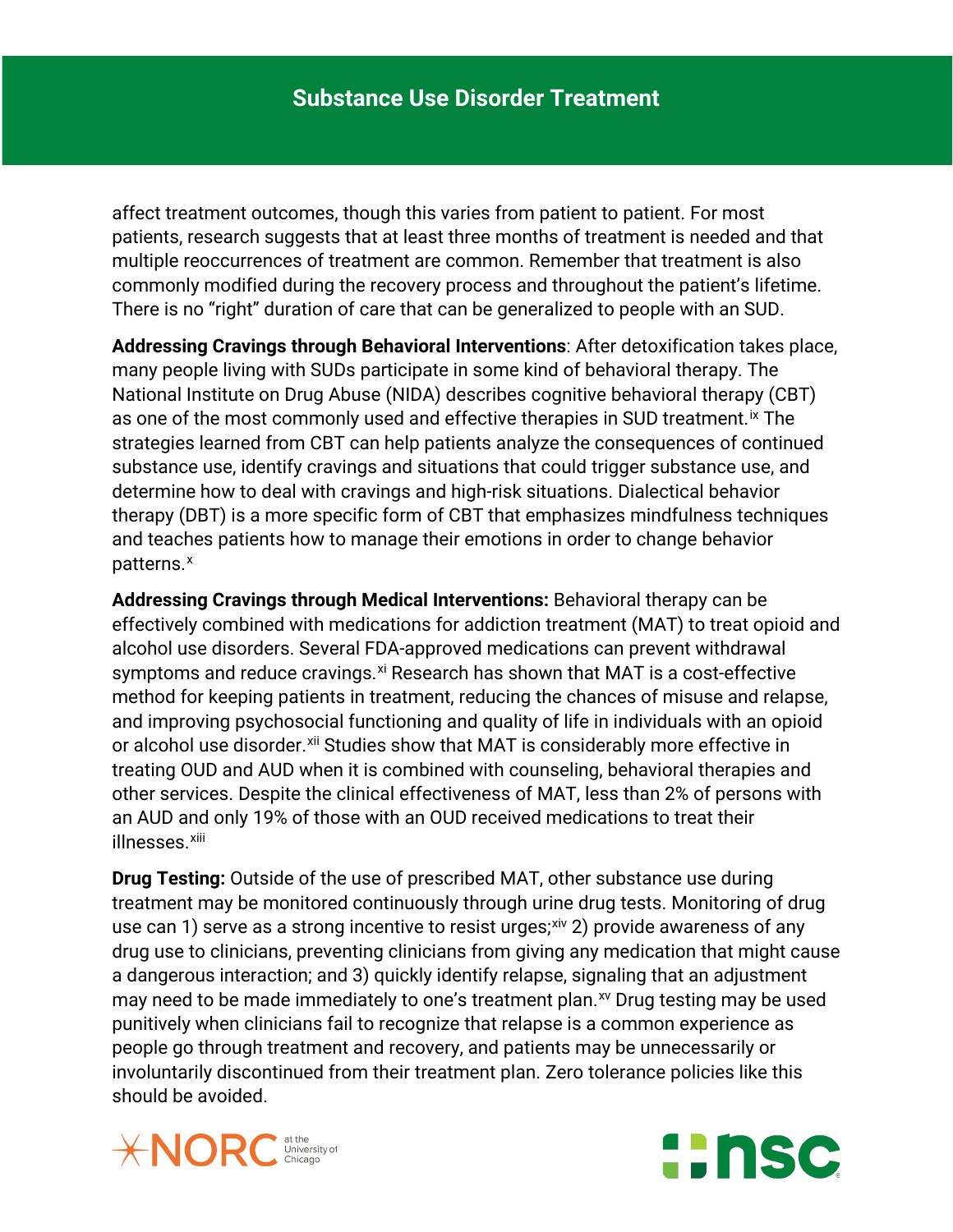affect treatment outcomes, though this varies from patient to patient. For most patients, research suggests that at least three months of treatment is needed and that multiple reoccurrences of treatment are common. Remember that treatment is also commonly modified during the recovery process and throughout the patient's lifetime. There is no "right" duration of care that can be generalized to people with an SUD.

**Addressing Cravings through Behavioral Interventions**: After detoxification takes place, many people living with SUDs participate in some kind of behavioral therapy. The National Institute on Drug Abuse (NIDA) describes cognitive behavioral therapy (CBT) as one of the most commonly used and effective therapies in SUD treatment.[ix] The strategies learned from CBT can help patients analyze the consequences of continued substance use, identify cravings and situations that could trigger substance use, and determine how to deal with cravings and high-risk situations. Dialectical behavior therapy (DBT) is a more specific form of CBT that emphasizes mindfulness techniques and teaches patients how to manage their emotions in order to change behavior patterns.[x]

**Addressing Cravings through Medical Interventions:** Behavioral therapy can be effectively combined with medications for addiction treatment (MAT) to treat opioid and alcohol use disorders. Several FDA-approved medications can prevent withdrawal symptoms and reduce cravings.[xi] Research has shown that MAT is a cost-effective method for keeping patients in treatment, reducing the chances of misuse and relapse, and improving psychosocial functioning and quality of life in individuals with an opioid or alcohol use disorder.[xii] Studies show that MAT is considerably more effective in treating OUD and AUD when it is combined with counseling, behavioral therapies and other services. Despite the clinical effectiveness of MAT, less than 2% of persons with an AUD and only 19% of those with an OUD received medications to treat their illnesses.[xiii]

**Drug Testing:** Outside of the use of prescribed MAT, other substance use during treatment may be monitored continuously through urine drug tests. Monitoring of drug use can 1) serve as a strong incentive to resist urges;[xiv] 2) provide awareness of any drug use to clinicians, preventing clinicians from giving any medication that might cause a dangerous interaction; and 3) quickly identify relapse, signaling that an adjustment may need to be made immediately to one's treatment plan.[xv] Drug testing may be used punitively when clinicians fail to recognize that relapse is a common experience as people go through treatment and recovery, and patients may be unnecessarily or involuntarily discontinued from their treatment plan. Zero tolerance policies like this should be avoided.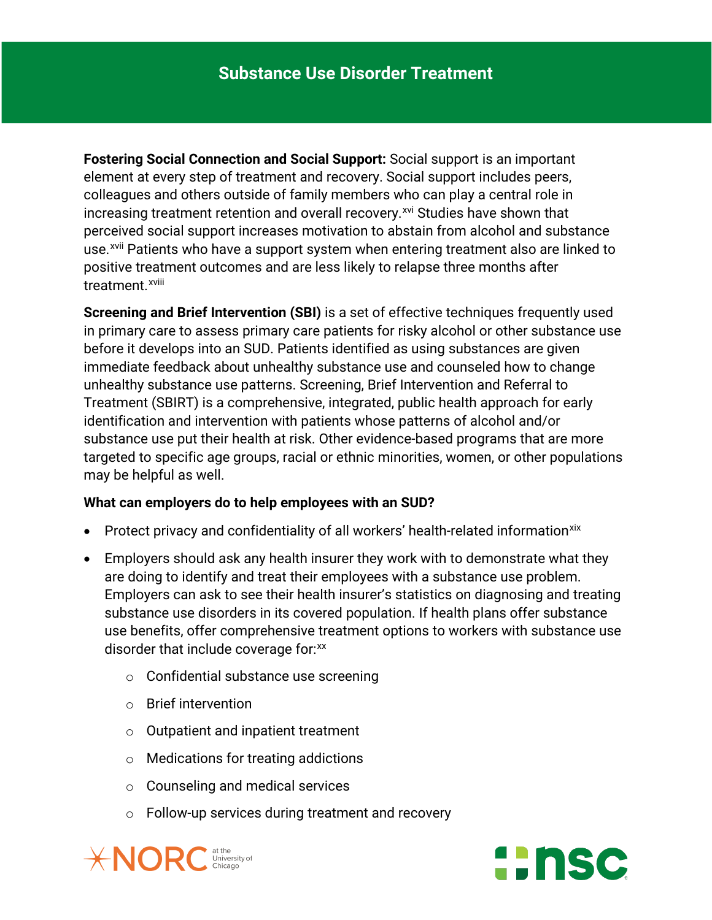# Substance Use Disorder Treatment

**Fostering Social Connection and Social Support:** Social support is an important element at every step of treatment and recovery. Social support includes peers, colleagues and others outside of family members who can play a central role in increasing treatment retention and overall recovery.[xvi] Studies have shown that perceived social support increases motivation to abstain from alcohol and substance use.[xvii] Patients who have a support system when entering treatment also are linked to positive treatment outcomes and are less likely to relapse three months after treatment.[xviii]

**Screening and Brief Intervention (SBI)** is a set of effective techniques frequently used in primary care to assess primary care patients for risky alcohol or other substance use before it develops into an SUD. Patients identified as using substances are given immediate feedback about unhealthy substance use and counseled how to change unhealthy substance use patterns. Screening, Brief Intervention and Referral to Treatment (SBIRT) is a comprehensive, integrated, public health approach for early identification and intervention with patients whose patterns of alcohol and/or substance use put their health at risk. Other evidence-based programs that are more targeted to specific age groups, racial or ethnic minorities, women, or other populations may be helpful as well.

**What can employers do to help employees with an SUD?**

- Protect privacy and confidentiality of all workers' health-related information[xix]
- Employers should ask any health insurer they work with to demonstrate what they are doing to identify and treat their employees with a substance use problem. Employers can ask to see their health insurer's statistics on diagnosing and treating substance use disorders in its covered population. If health plans offer substance use benefits, offer comprehensive treatment options to workers with substance use disorder that include coverage for:[xx]
    - Confidential substance use screening
    - Brief intervention
    - Outpatient and inpatient treatment
    - Medications for treating addictions
    - Counseling and medical services
    - Follow-up services during treatment and recovery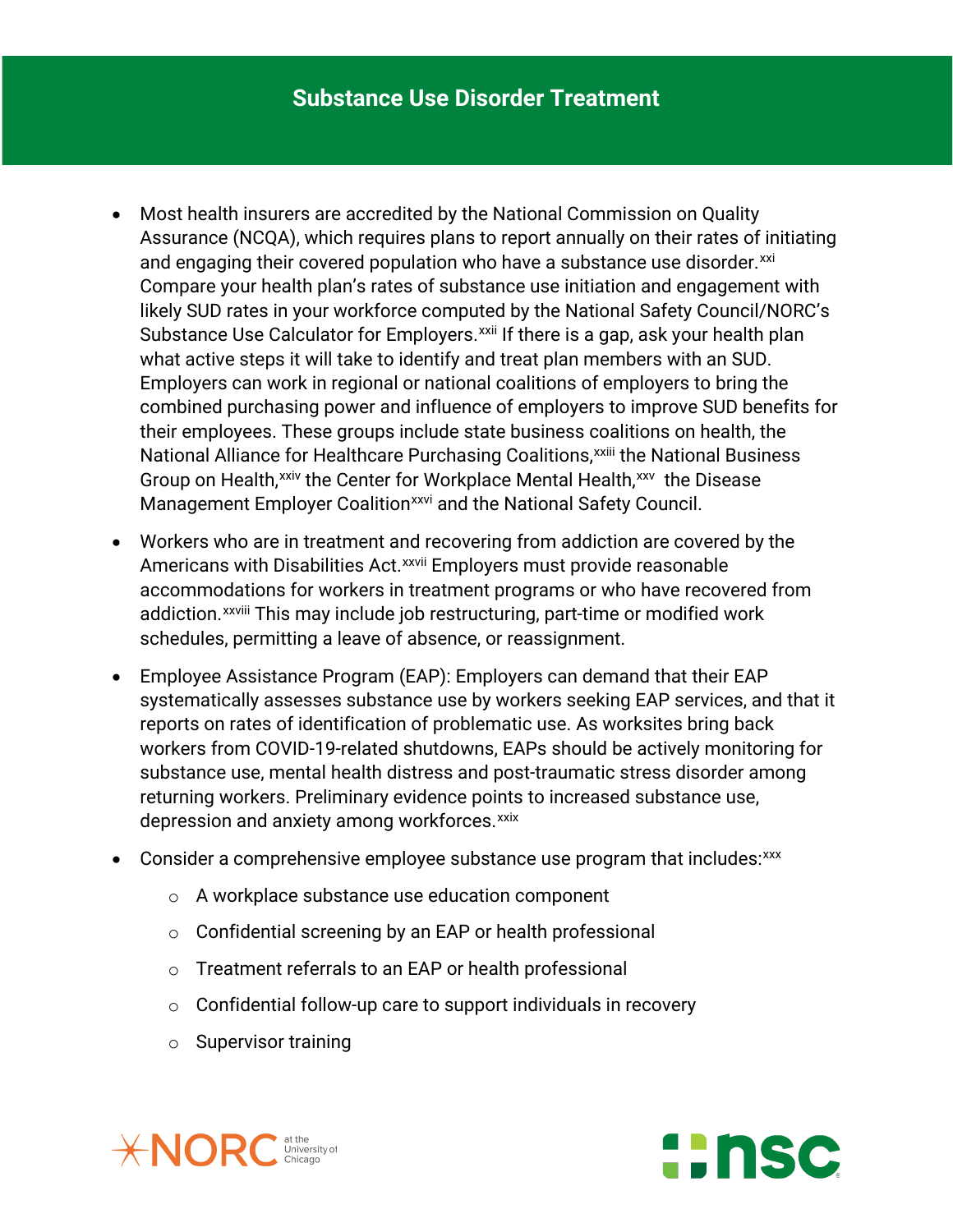## Substance Use Disorder Treatment

- Most health insurers are accredited by the National Commission on Quality Assurance (NCQA), which requires plans to report annually on their rates of initiating and engaging their covered population who have a substance use disorder.[xxi] Compare your health plan's rates of substance use initiation and engagement with likely SUD rates in your workforce computed by the National Safety Council/NORC's Substance Use Calculator for Employers.[xxii] If there is a gap, ask your health plan what active steps it will take to identify and treat plan members with an SUD. Employers can work in regional or national coalitions of employers to bring the combined purchasing power and influence of employers to improve SUD benefits for their employees. These groups include state business coalitions on health, the National Alliance for Healthcare Purchasing Coalitions,[xxiii] the National Business Group on Health,[xxiv] the Center for Workplace Mental Health,[xxv] the Disease Management Employer Coalition[xxvi] and the National Safety Council.
- Workers who are in treatment and recovering from addiction are covered by the Americans with Disabilities Act.[xxvii] Employers must provide reasonable accommodations for workers in treatment programs or who have recovered from addiction.[xxviii] This may include job restructuring, part-time or modified work schedules, permitting a leave of absence, or reassignment.
- Employee Assistance Program (EAP): Employers can demand that their EAP systematically assesses substance use by workers seeking EAP services, and that it reports on rates of identification of problematic use. As worksites bring back workers from COVID-19-related shutdowns, EAPs should be actively monitoring for substance use, mental health distress and post-traumatic stress disorder among returning workers. Preliminary evidence points to increased substance use, depression and anxiety among workforces.[xxix]
- Consider a comprehensive employee substance use program that includes:[xxx]
  - A workplace substance use education component
  - Confidential screening by an EAP or health professional
  - Treatment referrals to an EAP or health professional
  - Confidential follow-up care to support individuals in recovery
  - Supervisor training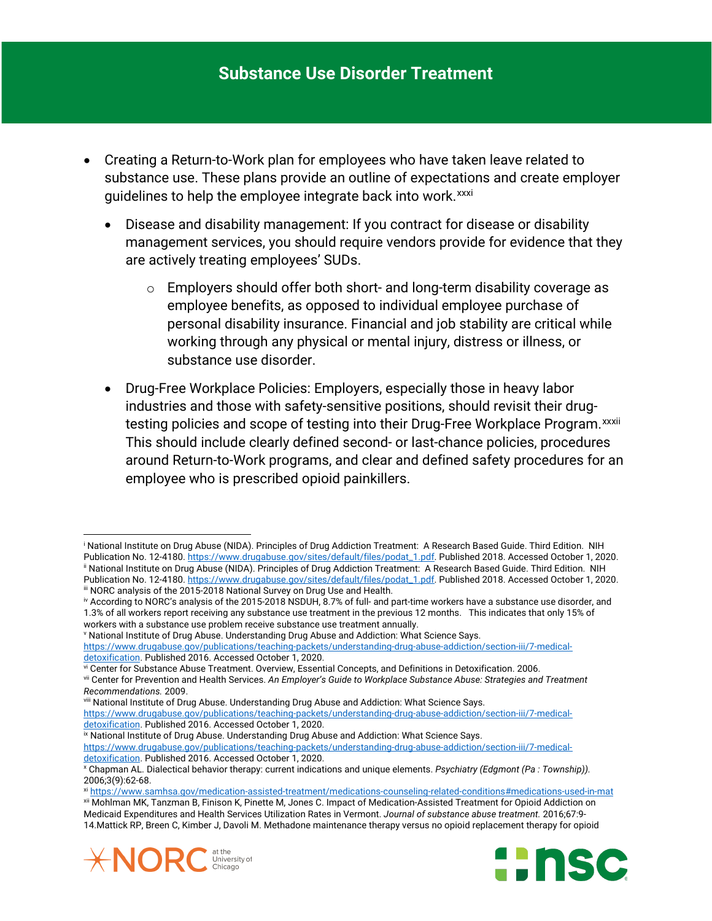## Substance Use Disorder Treatment

- Creating a Return-to-Work plan for employees who have taken leave related to substance use. These plans provide an outline of expectations and create employer guidelines to help the employee integrate back into work.[xxxi]
  - Disease and disability management: If you contract for disease or disability management services, you should require vendors provide for evidence that they are actively treating employees' SUDs.
    - Employers should offer both short- and long-term disability coverage as employee benefits, as opposed to individual employee purchase of personal disability insurance. Financial and job stability are critical while working through any physical or mental injury, distress or illness, or substance use disorder.
  - Drug-Free Workplace Policies: Employers, especially those in heavy labor industries and those with safety-sensitive positions, should revisit their drug-testing policies and scope of testing into their Drug-Free Workplace Program.[xxxii] This should include clearly defined second- or last-chance policies, procedures around Return-to-Work programs, and clear and defined safety procedures for an employee who is prescribed opioid painkillers.

---

[i] National Institute on Drug Abuse (NIDA). Principles of Drug Addiction Treatment: A Research Based Guide. Third Edition. NIH Publication No. 12-4180. https://www.drugabuse.gov/sites/default/files/podat_1.pdf. Published 2018. Accessed October 1, 2020.

[ii] National Institute on Drug Abuse (NIDA). Principles of Drug Addiction Treatment: A Research Based Guide. Third Edition. NIH Publication No. 12-4180. https://www.drugabuse.gov/sites/default/files/podat_1.pdf. Published 2018. Accessed October 1, 2020.

[iii] NORC analysis of the 2015-2018 National Survey on Drug Use and Health.

[iv] According to NORC's analysis of the 2015-2018 NSDUH, 8.7% of full- and part-time workers have a substance use disorder, and 1.3% of all workers report receiving any substance use treatment in the previous 12 months. This indicates that only 15% of workers with a substance use problem receive substance use treatment annually.

[v] National Institute of Drug Abuse. Understanding Drug Abuse and Addiction: What Science Says. https://www.drugabuse.gov/publications/teaching-packets/understanding-drug-abuse-addiction/section-iii/7-medical-detoxification. Published 2016. Accessed October 1, 2020.

[vi] Center for Substance Abuse Treatment. Overview, Essential Concepts, and Definitions in Detoxification. 2006.

[vii] Center for Prevention and Health Services. *An Employer's Guide to Workplace Substance Abuse: Strategies and Treatment Recommendations.* 2009.

[viii] National Institute of Drug Abuse. Understanding Drug Abuse and Addiction: What Science Says. https://www.drugabuse.gov/publications/teaching-packets/understanding-drug-abuse-addiction/section-iii/7-medical-detoxification. Published 2016. Accessed October 1, 2020.

[ix] National Institute of Drug Abuse. Understanding Drug Abuse and Addiction: What Science Says. https://www.drugabuse.gov/publications/teaching-packets/understanding-drug-abuse-addiction/section-iii/7-medical-detoxification. Published 2016. Accessed October 1, 2020.

[x] Chapman AL. Dialectical behavior therapy: current indications and unique elements. *Psychiatry (Edgmont (Pa : Township)).* 2006;3(9):62-68.

[xi] https://www.samhsa.gov/medication-assisted-treatment/medications-counseling-related-conditions#medications-used-in-mat

[xii] Mohlman MK, Tanzman B, Finison K, Pinette M, Jones C. Impact of Medication-Assisted Treatment for Opioid Addiction on Medicaid Expenditures and Health Services Utilization Rates in Vermont. *Journal of substance abuse treatment.* 2016;67:9-14.Mattick RP, Breen C, Kimber J, Davoli M. Methadone maintenance therapy versus no opioid replacement therapy for opioid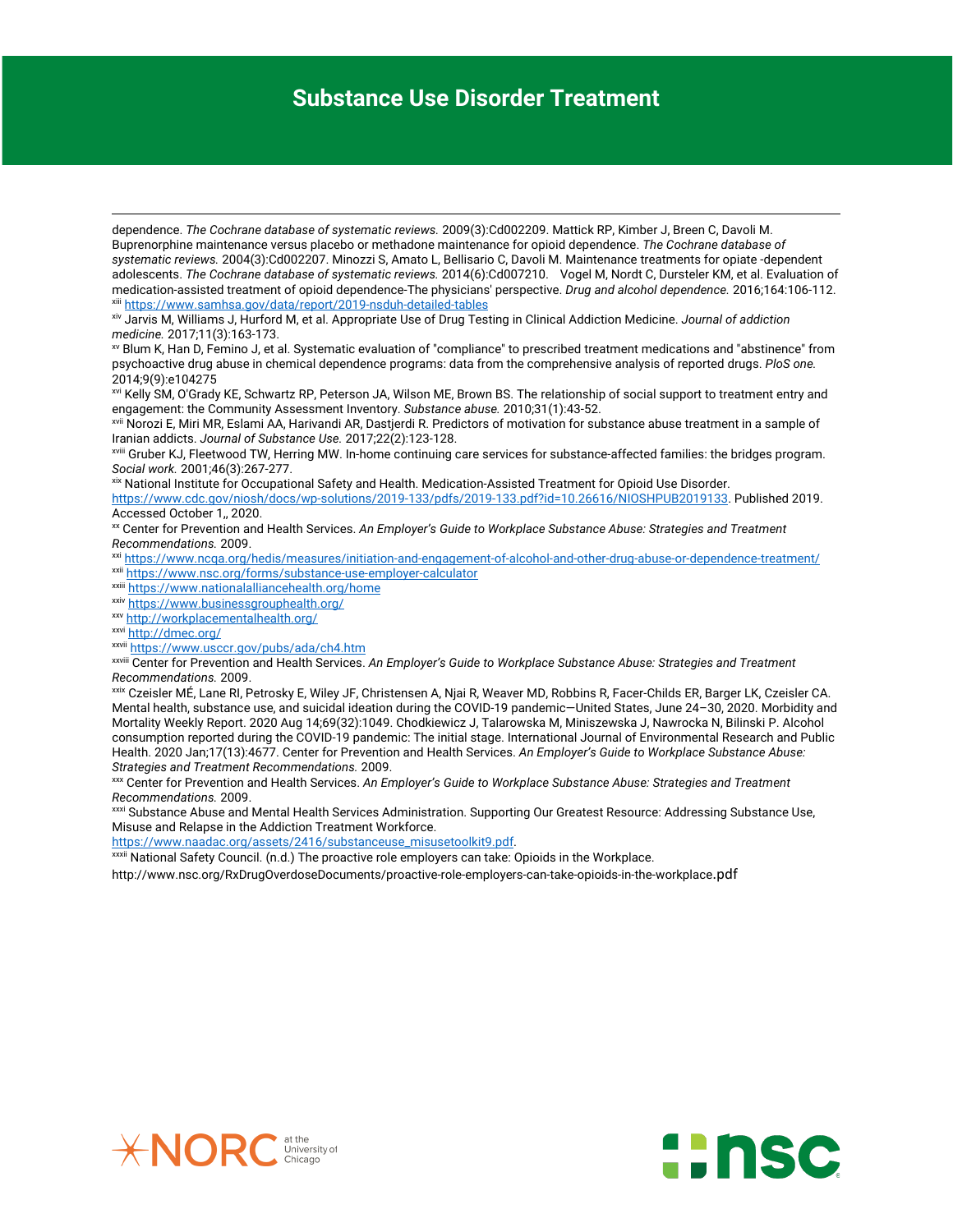dependence. *The Cochrane database of systematic reviews.* 2009(3):Cd002209. Mattick RP, Kimber J, Breen C, Davoli M. Buprenorphine maintenance versus placebo or methadone maintenance for opioid dependence. *The Cochrane database of systematic reviews.* 2004(3):Cd002207. Minozzi S, Amato L, Bellisario C, Davoli M. Maintenance treatments for opiate -dependent adolescents. *The Cochrane database of systematic reviews.* 2014(6):Cd007210. Vogel M, Nordt C, Dursteler KM, et al. Evaluation of medication-assisted treatment of opioid dependence-The physicians' perspective. *Drug and alcohol dependence.* 2016;164:106-112.

[xiii] https://www.samhsa.gov/data/report/2019-nsduh-detailed-tables

[xiv] Jarvis M, Williams J, Hurford M, et al. Appropriate Use of Drug Testing in Clinical Addiction Medicine. *Journal of addiction medicine.* 2017;11(3):163-173.

[xv] Blum K, Han D, Femino J, et al. Systematic evaluation of "compliance" to prescribed treatment medications and "abstinence" from psychoactive drug abuse in chemical dependence programs: data from the comprehensive analysis of reported drugs. *PloS one.* 2014;9(9):e104275

[xvi] Kelly SM, O'Grady KE, Schwartz RP, Peterson JA, Wilson ME, Brown BS. The relationship of social support to treatment entry and engagement: the Community Assessment Inventory. *Substance abuse.* 2010;31(1):43-52.

[xvii] Norozi E, Miri MR, Eslami AA, Harivandi AR, Dastjerdi R. Predictors of motivation for substance abuse treatment in a sample of Iranian addicts. *Journal of Substance Use.* 2017;22(2):123-128.

[xviii] Gruber KJ, Fleetwood TW, Herring MW. In-home continuing care services for substance-affected families: the bridges program. *Social work.* 2001;46(3):267-277.

[xix] National Institute for Occupational Safety and Health. Medication-Assisted Treatment for Opioid Use Disorder. https://www.cdc.gov/niosh/docs/wp-solutions/2019-133/pdfs/2019-133.pdf?id=10.26616/NIOSHPUB2019133. Published 2019. Accessed October 1,, 2020.

[xx] Center for Prevention and Health Services. *An Employer's Guide to Workplace Substance Abuse: Strategies and Treatment Recommendations.* 2009.

[xxi] https://www.ncqa.org/hedis/measures/initiation-and-engagement-of-alcohol-and-other-drug-abuse-or-dependence-treatment/

[xxii] https://www.nsc.org/forms/substance-use-employer-calculator

[xxiii] https://www.nationalalliancehealth.org/home

[xxiv] https://www.businessgrouphealth.org/

[xxv] http://workplacementalhealth.org/

[xxvi] http://dmec.org/

[xxvii] https://www.usccr.gov/pubs/ada/ch4.htm

[xxviii] Center for Prevention and Health Services. *An Employer's Guide to Workplace Substance Abuse: Strategies and Treatment Recommendations.* 2009.

[xxix] Czeisler MÉ, Lane RI, Petrosky E, Wiley JF, Christensen A, Njai R, Weaver MD, Robbins R, Facer-Childs ER, Barger LK, Czeisler CA. Mental health, substance use, and suicidal ideation during the COVID-19 pandemic—United States, June 24–30, 2020. Morbidity and Mortality Weekly Report. 2020 Aug 14;69(32):1049. Chodkiewicz J, Talarowska M, Miniszewska J, Nawrocka N, Bilinski P. Alcohol consumption reported during the COVID-19 pandemic: The initial stage. International Journal of Environmental Research and Public Health. 2020 Jan;17(13):4677. Center for Prevention and Health Services. *An Employer's Guide to Workplace Substance Abuse: Strategies and Treatment Recommendations.* 2009.

[xxx] Center for Prevention and Health Services. *An Employer's Guide to Workplace Substance Abuse: Strategies and Treatment Recommendations.* 2009.

[xxxi] Substance Abuse and Mental Health Services Administration. Supporting Our Greatest Resource: Addressing Substance Use, Misuse and Relapse in the Addiction Treatment Workforce. https://www.naadac.org/assets/2416/substanceuse_misusetoolkit9.pdf.

[xxxii] National Safety Council. (n.d.) The proactive role employers can take: Opioids in the Workplace. http://www.nsc.org/RxDrugOverdoseDocuments/proactive-role-employers-can-take-opioids-in-the-workplace.pdf